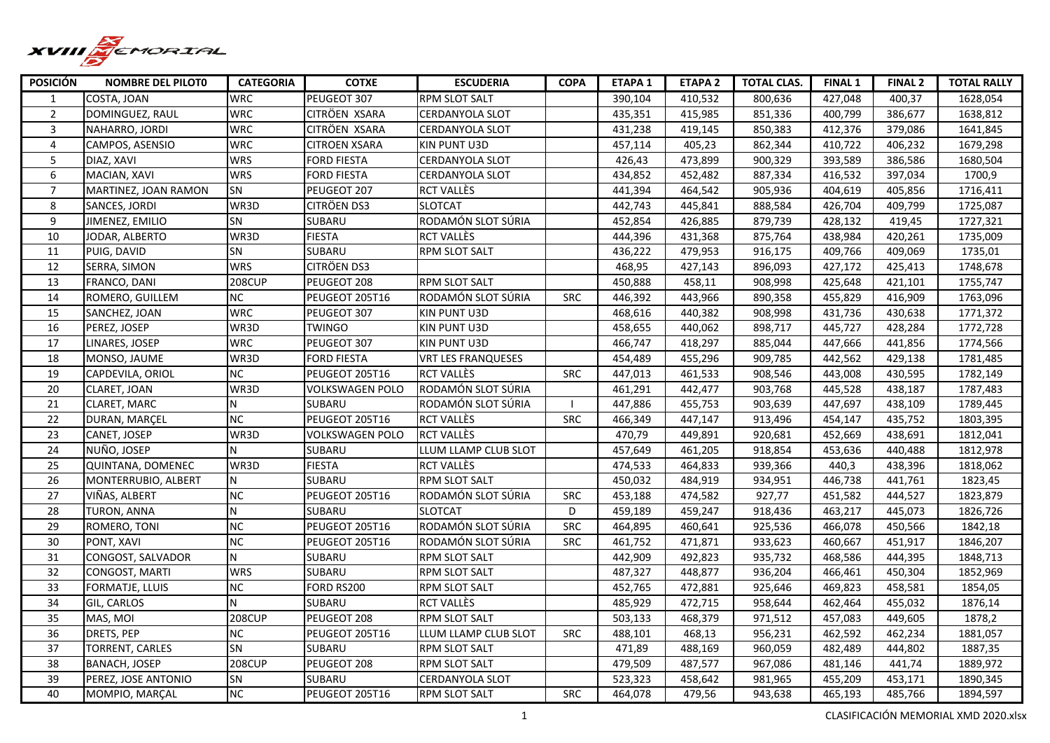XVIII MEMORIAL

| POSICIÓN | NOMBRE DEL PILOTO | CATEGORIA | COTXE | ESCUDERIA | COPA | ETAPA 1 | ETAPA 2 | TOTAL CLAS. | FINAL 1 | FINAL 2 | TOTAL RALLY |
|---|---|---|---|---|---|---|---|---|---|---|---|
| 1 | COSTA, JOAN | WRC | PEUGEOT 307 | RPM SLOT SALT | | 390,104 | 410,532 | 800,636 | 427,048 | 400,37 | 1628,054 |
| 2 | DOMINGUEZ, RAUL | WRC | CITRÖEN XSARA | CERDANYOLA SLOT | | 435,351 | 415,985 | 851,336 | 400,799 | 386,677 | 1638,812 |
| 3 | NAHARRO, JORDI | WRC | CITRÖEN XSARA | CERDANYOLA SLOT | | 431,238 | 419,145 | 850,383 | 412,376 | 379,086 | 1641,845 |
| 4 | CAMPOS, ASENSIO | WRC | CITROEN XSARA | KIN PUNT U3D | | 457,114 | 405,23 | 862,344 | 410,722 | 406,232 | 1679,298 |
| 5 | DIAZ, XAVI | WRS | FORD FIESTA | CERDANYOLA SLOT | | 426,43 | 473,899 | 900,329 | 393,589 | 386,586 | 1680,504 |
| 6 | MACIAN, XAVI | WRS | FORD FIESTA | CERDANYOLA SLOT | | 434,852 | 452,482 | 887,334 | 416,532 | 397,034 | 1700,9 |
| 7 | MARTINEZ, JOAN RAMON | SN | PEUGEOT 207 | RCT VALLÈS | | 441,394 | 464,542 | 905,936 | 404,619 | 405,856 | 1716,411 |
| 8 | SANCES, JORDI | WR3D | CITRÖEN DS3 | SLOTCAT | | 442,743 | 445,841 | 888,584 | 426,704 | 409,799 | 1725,087 |
| 9 | JIMENEZ, EMILIO | SN | SUBARU | RODAMÓN SLOT SÚRIA | | 452,854 | 426,885 | 879,739 | 428,132 | 419,45 | 1727,321 |
| 10 | JODAR, ALBERTO | WR3D | FIESTA | RCT VALLÈS | | 444,396 | 431,368 | 875,764 | 438,984 | 420,261 | 1735,009 |
| 11 | PUIG, DAVID | SN | SUBARU | RPM SLOT SALT | | 436,222 | 479,953 | 916,175 | 409,766 | 409,069 | 1735,01 |
| 12 | SERRA, SIMON | WRS | CITRÖEN DS3 | | | 468,95 | 427,143 | 896,093 | 427,172 | 425,413 | 1748,678 |
| 13 | FRANCO, DANI | 208CUP | PEUGEOT 208 | RPM SLOT SALT | | 450,888 | 458,11 | 908,998 | 425,648 | 421,101 | 1755,747 |
| 14 | ROMERO, GUILLEM | NC | PEUGEOT 205T16 | RODAMÓN SLOT SÚRIA | SRC | 446,392 | 443,966 | 890,358 | 455,829 | 416,909 | 1763,096 |
| 15 | SANCHEZ, JOAN | WRC | PEUGEOT 307 | KIN PUNT U3D | | 468,616 | 440,382 | 908,998 | 431,736 | 430,638 | 1771,372 |
| 16 | PEREZ, JOSEP | WR3D | TWINGO | KIN PUNT U3D | | 458,655 | 440,062 | 898,717 | 445,727 | 428,284 | 1772,728 |
| 17 | LINARES, JOSEP | WRC | PEUGEOT 307 | KIN PUNT U3D | | 466,747 | 418,297 | 885,044 | 447,666 | 441,856 | 1774,566 |
| 18 | MONSO, JAUME | WR3D | FORD FIESTA | VRT LES FRANQUESES | | 454,489 | 455,296 | 909,785 | 442,562 | 429,138 | 1781,485 |
| 19 | CAPDEVILA, ORIOL | NC | PEUGEOT 205T16 | RCT VALLÈS | SRC | 447,013 | 461,533 | 908,546 | 443,008 | 430,595 | 1782,149 |
| 20 | CLARET, JOAN | WR3D | VOLKSWAGEN POLO | RODAMÓN SLOT SÚRIA | | 461,291 | 442,477 | 903,768 | 445,528 | 438,187 | 1787,483 |
| 21 | CLARET, MARC | N | SUBARU | RODAMÓN SLOT SÚRIA | I | 447,886 | 455,753 | 903,639 | 447,697 | 438,109 | 1789,445 |
| 22 | DURAN, MARÇEL | NC | PEUGEOT 205T16 | RCT VALLÈS | SRC | 466,349 | 447,147 | 913,496 | 454,147 | 435,752 | 1803,395 |
| 23 | CANET, JOSEP | WR3D | VOLKSWAGEN POLO | RCT VALLÈS | | 470,79 | 449,891 | 920,681 | 452,669 | 438,691 | 1812,041 |
| 24 | NUÑO, JOSEP | N | SUBARU | LLUM LLAMP CLUB SLOT | | 457,649 | 461,205 | 918,854 | 453,636 | 440,488 | 1812,978 |
| 25 | QUINTANA, DOMENEC | WR3D | FIESTA | RCT VALLÈS | | 474,533 | 464,833 | 939,366 | 440,3 | 438,396 | 1818,062 |
| 26 | MONTERRUBIO, ALBERT | N | SUBARU | RPM SLOT SALT | | 450,032 | 484,919 | 934,951 | 446,738 | 441,761 | 1823,45 |
| 27 | VIÑAS, ALBERT | NC | PEUGEOT 205T16 | RODAMÓN SLOT SÚRIA | SRC | 453,188 | 474,582 | 927,77 | 451,582 | 444,527 | 1823,879 |
| 28 | TURON, ANNA | N | SUBARU | SLOTCAT | D | 459,189 | 459,247 | 918,436 | 463,217 | 445,073 | 1826,726 |
| 29 | ROMERO, TONI | NC | PEUGEOT 205T16 | RODAMÓN SLOT SÚRIA | SRC | 464,895 | 460,641 | 925,536 | 466,078 | 450,566 | 1842,18 |
| 30 | PONT, XAVI | NC | PEUGEOT 205T16 | RODAMÓN SLOT SÚRIA | SRC | 461,752 | 471,871 | 933,623 | 460,667 | 451,917 | 1846,207 |
| 31 | CONGOST, SALVADOR | N | SUBARU | RPM SLOT SALT | | 442,909 | 492,823 | 935,732 | 468,586 | 444,395 | 1848,713 |
| 32 | CONGOST, MARTI | WRS | SUBARU | RPM SLOT SALT | | 487,327 | 448,877 | 936,204 | 466,461 | 450,304 | 1852,969 |
| 33 | FORMATJE, LLUIS | NC | FORD RS200 | RPM SLOT SALT | | 452,765 | 472,881 | 925,646 | 469,823 | 458,581 | 1854,05 |
| 34 | GIL, CARLOS | N | SUBARU | RCT VALLÈS | | 485,929 | 472,715 | 958,644 | 462,464 | 455,032 | 1876,14 |
| 35 | MAS, MOI | 208CUP | PEUGEOT 208 | RPM SLOT SALT | | 503,133 | 468,379 | 971,512 | 457,083 | 449,605 | 1878,2 |
| 36 | DRETS, PEP | NC | PEUGEOT 205T16 | LLUM LLAMP CLUB SLOT | SRC | 488,101 | 468,13 | 956,231 | 462,592 | 462,234 | 1881,057 |
| 37 | TORRENT, CARLES | SN | SUBARU | RPM SLOT SALT | | 471,89 | 488,169 | 960,059 | 482,489 | 444,802 | 1887,35 |
| 38 | BANACH, JOSEP | 208CUP | PEUGEOT 208 | RPM SLOT SALT | | 479,509 | 487,577 | 967,086 | 481,146 | 441,74 | 1889,972 |
| 39 | PEREZ, JOSE ANTONIO | SN | SUBARU | CERDANYOLA SLOT | | 523,323 | 458,642 | 981,965 | 455,209 | 453,171 | 1890,345 |
| 40 | MOMPIO, MARÇAL | NC | PEUGEOT 205T16 | RPM SLOT SALT | SRC | 464,078 | 479,56 | 943,638 | 465,193 | 485,766 | 1894,597 |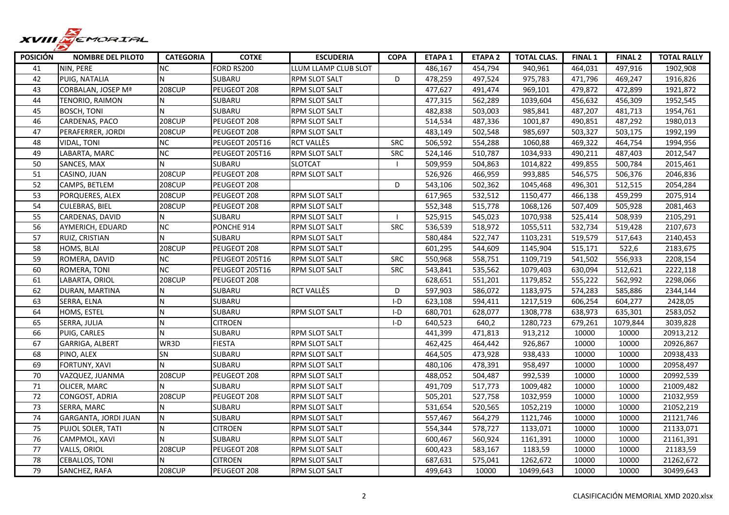XVIII MEMORIAL

| POSICIÓN | NOMBRE DEL PILOT0 | CATEGORIA | COTXE | ESCUDERIA | COPA | ETAPA 1 | ETAPA 2 | TOTAL CLAS. | FINAL 1 | FINAL 2 | TOTAL RALLY |
|---|---|---|---|---|---|---|---|---|---|---|---|
| 41 | NIN, PERE | NC | FORD RS200 | LLUM LLAMP CLUB SLOT | | 486,167 | 454,794 | 940,961 | 464,031 | 497,916 | 1902,908 |
| 42 | PUIG, NATALIA | N | SUBARU | RPM SLOT SALT | D | 478,259 | 497,524 | 975,783 | 471,796 | 469,247 | 1916,826 |
| 43 | CORBALAN, JOSEP Mª | 208CUP | PEUGEOT 208 | RPM SLOT SALT | | 477,627 | 491,474 | 969,101 | 479,872 | 472,899 | 1921,872 |
| 44 | TENORIO, RAIMON | N | SUBARU | RPM SLOT SALT | | 477,315 | 562,289 | 1039,604 | 456,632 | 456,309 | 1952,545 |
| 45 | BOSCH, TONI | N | SUBARU | RPM SLOT SALT | | 482,838 | 503,003 | 985,841 | 487,207 | 481,713 | 1954,761 |
| 46 | CARDENAS, PACO | 208CUP | PEUGEOT 208 | RPM SLOT SALT | | 514,534 | 487,336 | 1001,87 | 490,851 | 487,292 | 1980,013 |
| 47 | PERAFERRER, JORDI | 208CUP | PEUGEOT 208 | RPM SLOT SALT | | 483,149 | 502,548 | 985,697 | 503,327 | 503,175 | 1992,199 |
| 48 | VIDAL, TONI | NC | PEUGEOT 205T16 | RCT VALLÈS | SRC | 506,592 | 554,288 | 1060,88 | 469,322 | 464,754 | 1994,956 |
| 49 | LABARTA, MARC | NC | PEUGEOT 205T16 | RPM SLOT SALT | SRC | 524,146 | 510,787 | 1034,933 | 490,211 | 487,403 | 2012,547 |
| 50 | SANCES, MAX | N | SUBARU | SLOTCAT | I | 509,959 | 504,863 | 1014,822 | 499,855 | 500,784 | 2015,461 |
| 51 | CASINO, JUAN | 208CUP | PEUGEOT 208 | RPM SLOT SALT | | 526,926 | 466,959 | 993,885 | 546,575 | 506,376 | 2046,836 |
| 52 | CAMPS, BETLEM | 208CUP | PEUGEOT 208 | | D | 543,106 | 502,362 | 1045,468 | 496,301 | 512,515 | 2054,284 |
| 53 | PORQUERES, ALEX | 208CUP | PEUGEOT 208 | RPM SLOT SALT | | 617,965 | 532,512 | 1150,477 | 466,138 | 459,299 | 2075,914 |
| 54 | CULEBRAS, BIEL | 208CUP | PEUGEOT 208 | RPM SLOT SALT | | 552,348 | 515,778 | 1068,126 | 507,409 | 505,928 | 2081,463 |
| 55 | CARDENAS, DAVID | N | SUBARU | RPM SLOT SALT | I | 525,915 | 545,023 | 1070,938 | 525,414 | 508,939 | 2105,291 |
| 56 | AYMERICH, EDUARD | NC | PONCHE 914 | RPM SLOT SALT | SRC | 536,539 | 518,972 | 1055,511 | 532,734 | 519,428 | 2107,673 |
| 57 | RUIZ, CRISTIAN | N | SUBARU | RPM SLOT SALT | | 580,484 | 522,747 | 1103,231 | 519,579 | 517,643 | 2140,453 |
| 58 | HOMS, BLAI | 208CUP | PEUGEOT 208 | RPM SLOT SALT | | 601,295 | 544,609 | 1145,904 | 515,171 | 522,6 | 2183,675 |
| 59 | ROMERA, DAVID | NC | PEUGEOT 205T16 | RPM SLOT SALT | SRC | 550,968 | 558,751 | 1109,719 | 541,502 | 556,933 | 2208,154 |
| 60 | ROMERA, TONI | NC | PEUGEOT 205T16 | RPM SLOT SALT | SRC | 543,841 | 535,562 | 1079,403 | 630,094 | 512,621 | 2222,118 |
| 61 | LABARTA, ORIOL | 208CUP | PEUGEOT 208 | | | 628,651 | 551,201 | 1179,852 | 555,222 | 562,992 | 2298,066 |
| 62 | DURAN, MARTINA | N | SUBARU | RCT VALLÈS | D | 597,903 | 586,072 | 1183,975 | 574,283 | 585,886 | 2344,144 |
| 63 | SERRA, ELNA | N | SUBARU | | I-D | 623,108 | 594,411 | 1217,519 | 606,254 | 604,277 | 2428,05 |
| 64 | HOMS, ESTEL | N | SUBARU | RPM SLOT SALT | I-D | 680,701 | 628,077 | 1308,778 | 638,973 | 635,301 | 2583,052 |
| 65 | SERRA, JULIA | N | CITROEN | | I-D | 640,523 | 640,2 | 1280,723 | 679,261 | 1079,844 | 3039,828 |
| 66 | PUIG, CARLES | N | SUBARU | RPM SLOT SALT | | 441,399 | 471,813 | 913,212 | 10000 | 10000 | 20913,212 |
| 67 | GARRIGA, ALBERT | WR3D | FIESTA | RPM SLOT SALT | | 462,425 | 464,442 | 926,867 | 10000 | 10000 | 20926,867 |
| 68 | PINO, ALEX | SN | SUBARU | RPM SLOT SALT | | 464,505 | 473,928 | 938,433 | 10000 | 10000 | 20938,433 |
| 69 | FORTUNY, XAVI | N | SUBARU | RPM SLOT SALT | | 480,106 | 478,391 | 958,497 | 10000 | 10000 | 20958,497 |
| 70 | VAZQUEZ, JUANMA | 208CUP | PEUGEOT 208 | RPM SLOT SALT | | 488,052 | 504,487 | 992,539 | 10000 | 10000 | 20992,539 |
| 71 | OLICER, MARC | N | SUBARU | RPM SLOT SALT | | 491,709 | 517,773 | 1009,482 | 10000 | 10000 | 21009,482 |
| 72 | CONGOST, ADRIA | 208CUP | PEUGEOT 208 | RPM SLOT SALT | | 505,201 | 527,758 | 1032,959 | 10000 | 10000 | 21032,959 |
| 73 | SERRA, MARC | N | SUBARU | RPM SLOT SALT | | 531,654 | 520,565 | 1052,219 | 10000 | 10000 | 21052,219 |
| 74 | GARGANTA, JORDI JUAN | N | SUBARU | RPM SLOT SALT | | 557,467 | 564,279 | 1121,746 | 10000 | 10000 | 21121,746 |
| 75 | PUJOL SOLER, TATI | N | CITROEN | RPM SLOT SALT | | 554,344 | 578,727 | 1133,071 | 10000 | 10000 | 21133,071 |
| 76 | CAMPMOL, XAVI | N | SUBARU | RPM SLOT SALT | | 600,467 | 560,924 | 1161,391 | 10000 | 10000 | 21161,391 |
| 77 | VALLS, ORIOL | 208CUP | PEUGEOT 208 | RPM SLOT SALT | | 600,423 | 583,167 | 1183,59 | 10000 | 10000 | 21183,59 |
| 78 | CEBALLOS, TONI | N | CITROEN | RPM SLOT SALT | | 687,631 | 575,041 | 1262,672 | 10000 | 10000 | 21262,672 |
| 79 | SANCHEZ, RAFA | 208CUP | PEUGEOT 208 | RPM SLOT SALT | | 499,643 | 10000 | 10499,643 | 10000 | 10000 | 30499,643 |